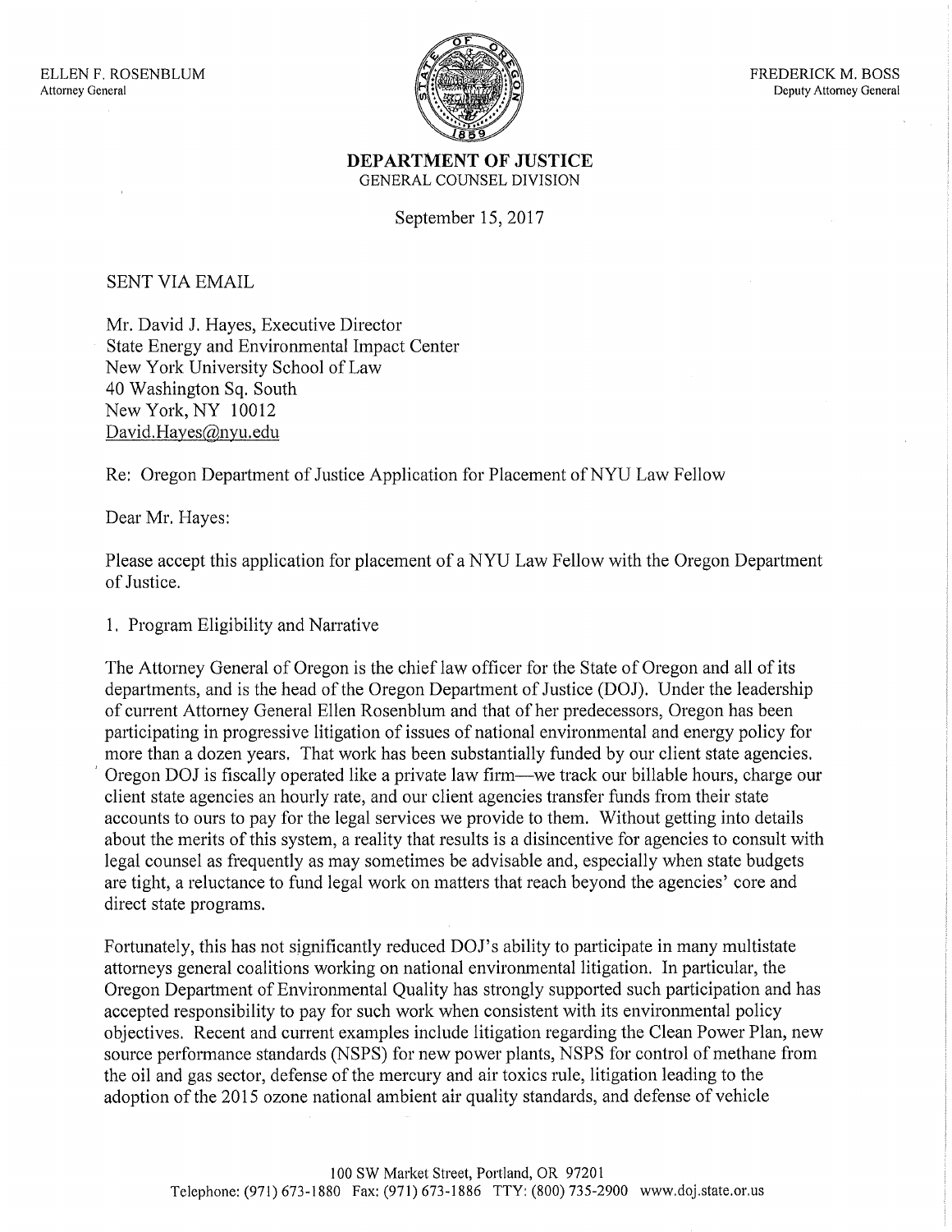ELLEN F. ROSENBLUM
Attorney General

FREDERICK M. BOSS
Deputy Attorney General

**DEPARTMENT OF JUSTICE**
GENERAL COUNSEL DIVISION

September 15, 2017

SENT VIA EMAIL

Mr. David J. Hayes, Executive Director
State Energy and Environmental Impact Center
New York University School of Law
40 Washington Sq. South
New York, NY 10012
David.Hayes@nyu.edu

Re: Oregon Department of Justice Application for Placement of NYU Law Fellow

Dear Mr. Hayes:

Please accept this application for placement of a NYU Law Fellow with the Oregon Department of Justice.

1. Program Eligibility and Narrative

The Attorney General of Oregon is the chief law officer for the State of Oregon and all of its departments, and is the head of the Oregon Department of Justice (DOJ). Under the leadership of current Attorney General Ellen Rosenblum and that of her predecessors, Oregon has been participating in progressive litigation of issues of national environmental and energy policy for more than a dozen years. That work has been substantially funded by our client state agencies. Oregon DOJ is fiscally operated like a private law firm—we track our billable hours, charge our client state agencies an hourly rate, and our client agencies transfer funds from their state accounts to ours to pay for the legal services we provide to them. Without getting into details about the merits of this system, a reality that results is a disincentive for agencies to consult with legal counsel as frequently as may sometimes be advisable and, especially when state budgets are tight, a reluctance to fund legal work on matters that reach beyond the agencies' core and direct state programs.

Fortunately, this has not significantly reduced DOJ's ability to participate in many multistate attorneys general coalitions working on national environmental litigation. In particular, the Oregon Department of Environmental Quality has strongly supported such participation and has accepted responsibility to pay for such work when consistent with its environmental policy objectives. Recent and current examples include litigation regarding the Clean Power Plan, new source performance standards (NSPS) for new power plants, NSPS for control of methane from the oil and gas sector, defense of the mercury and air toxics rule, litigation leading to the adoption of the 2015 ozone national ambient air quality standards, and defense of vehicle

100 SW Market Street, Portland, OR 97201
Telephone: (971) 673-1880 Fax: (971) 673-1886 TTY: (800) 735-2900 www.doj.state.or.us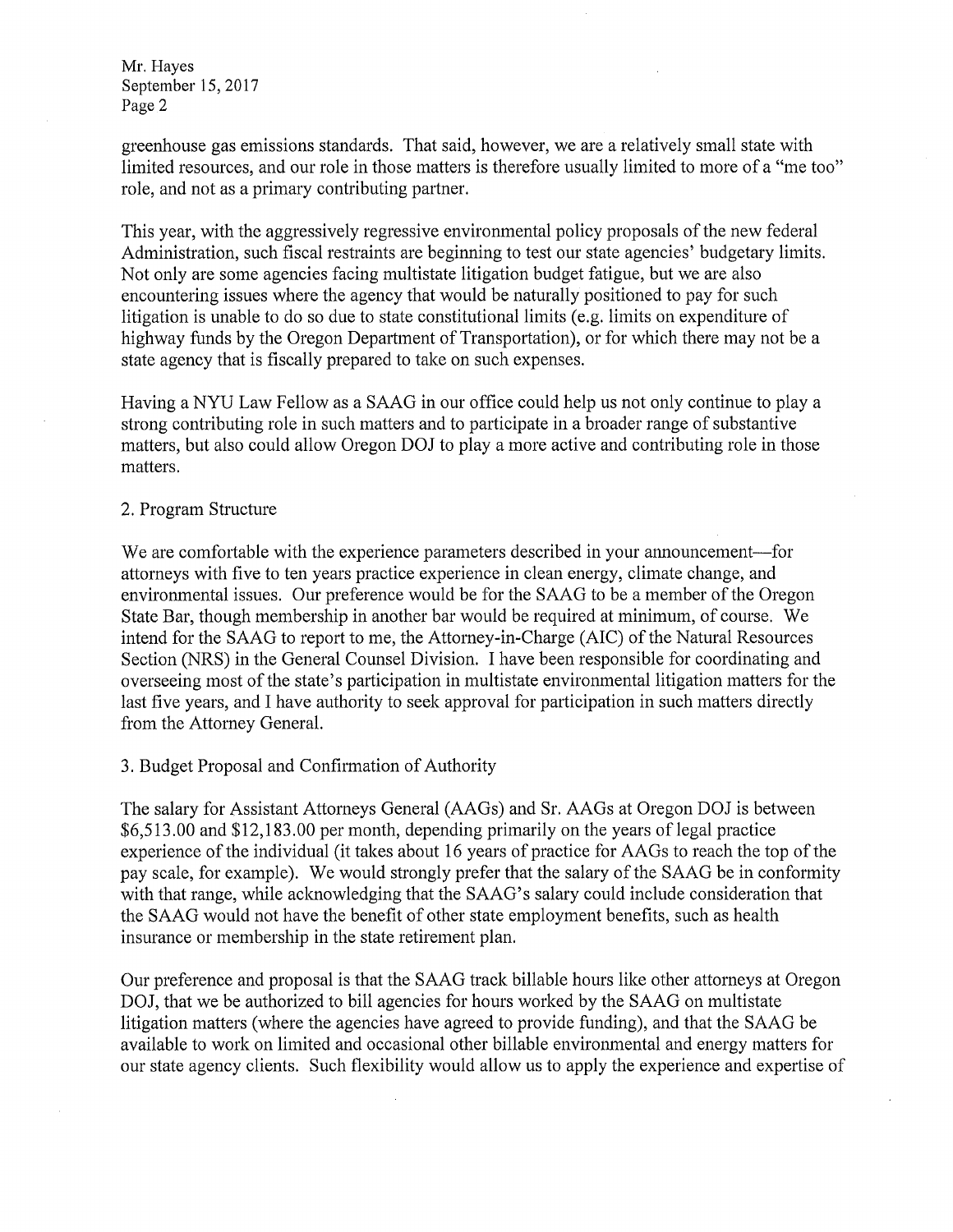greenhouse gas emissions standards. That said, however, we are a relatively small state with limited resources, and our role in those matters is therefore usually limited to more of a "me too" role, and not as a primary contributing partner.

This year, with the aggressively regressive environmental policy proposals of the new federal Administration, such fiscal restraints are beginning to test our state agencies' budgetary limits. Not only are some agencies facing multistate litigation budget fatigue, but we are also encountering issues where the agency that would be naturally positioned to pay for such litigation is unable to do so due to state constitutional limits (e.g. limits on expenditure of highway funds by the Oregon Department of Transportation), or for which there may not be a state agency that is fiscally prepared to take on such expenses.

Having a NYU Law Fellow as a SAAG in our office could help us not only continue to play a strong contributing role in such matters and to participate in a broader range of substantive matters, but also could allow Oregon DOJ to play a more active and contributing role in those matters.

2. Program Structure

We are comfortable with the experience parameters described in your announcement—for attorneys with five to ten years practice experience in clean energy, climate change, and environmental issues. Our preference would be for the SAAG to be a member of the Oregon State Bar, though membership in another bar would be required at minimum, of course. We intend for the SAAG to report to me, the Attorney-in-Charge (AIC) of the Natural Resources Section (NRS) in the General Counsel Division. I have been responsible for coordinating and overseeing most of the state's participation in multistate environmental litigation matters for the last five years, and I have authority to seek approval for participation in such matters directly from the Attorney General.

3. Budget Proposal and Confirmation of Authority

The salary for Assistant Attorneys General (AAGs) and Sr. AAGs at Oregon DOJ is between $6,513.00 and $12,183.00 per month, depending primarily on the years of legal practice experience of the individual (it takes about 16 years of practice for AAGs to reach the top of the pay scale, for example). We would strongly prefer that the salary of the SAAG be in conformity with that range, while acknowledging that the SAAG's salary could include consideration that the SAAG would not have the benefit of other state employment benefits, such as health insurance or membership in the state retirement plan.

Our preference and proposal is that the SAAG track billable hours like other attorneys at Oregon DOJ, that we be authorized to bill agencies for hours worked by the SAAG on multistate litigation matters (where the agencies have agreed to provide funding), and that the SAAG be available to work on limited and occasional other billable environmental and energy matters for our state agency clients. Such flexibility would allow us to apply the experience and expertise of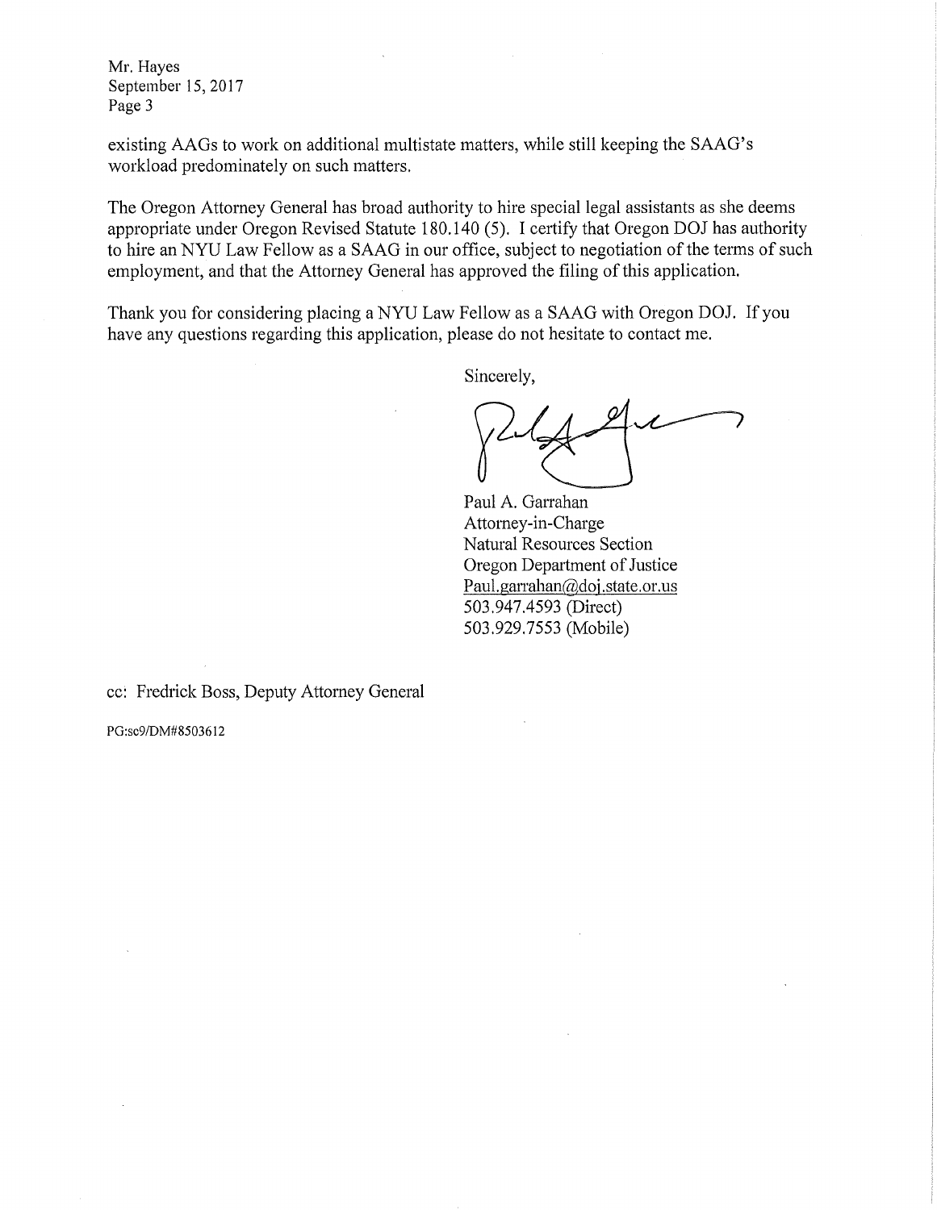existing AAGs to work on additional multistate matters, while still keeping the SAAG's workload predominately on such matters.

The Oregon Attorney General has broad authority to hire special legal assistants as she deems appropriate under Oregon Revised Statute 180.140 (5). I certify that Oregon DOJ has authority to hire an NYU Law Fellow as a SAAG in our office, subject to negotiation of the terms of such employment, and that the Attorney General has approved the filing of this application.

Thank you for considering placing a NYU Law Fellow as a SAAG with Oregon DOJ. If you have any questions regarding this application, please do not hesitate to contact me.

Sincerely,

Paul A. Garrahan
Attorney-in-Charge
Natural Resources Section
Oregon Department of Justice
Paul.garrahan@doj.state.or.us
503.947.4593 (Direct)
503.929.7553 (Mobile)

cc: Fredrick Boss, Deputy Attorney General

PG:sc9/DM#8503612